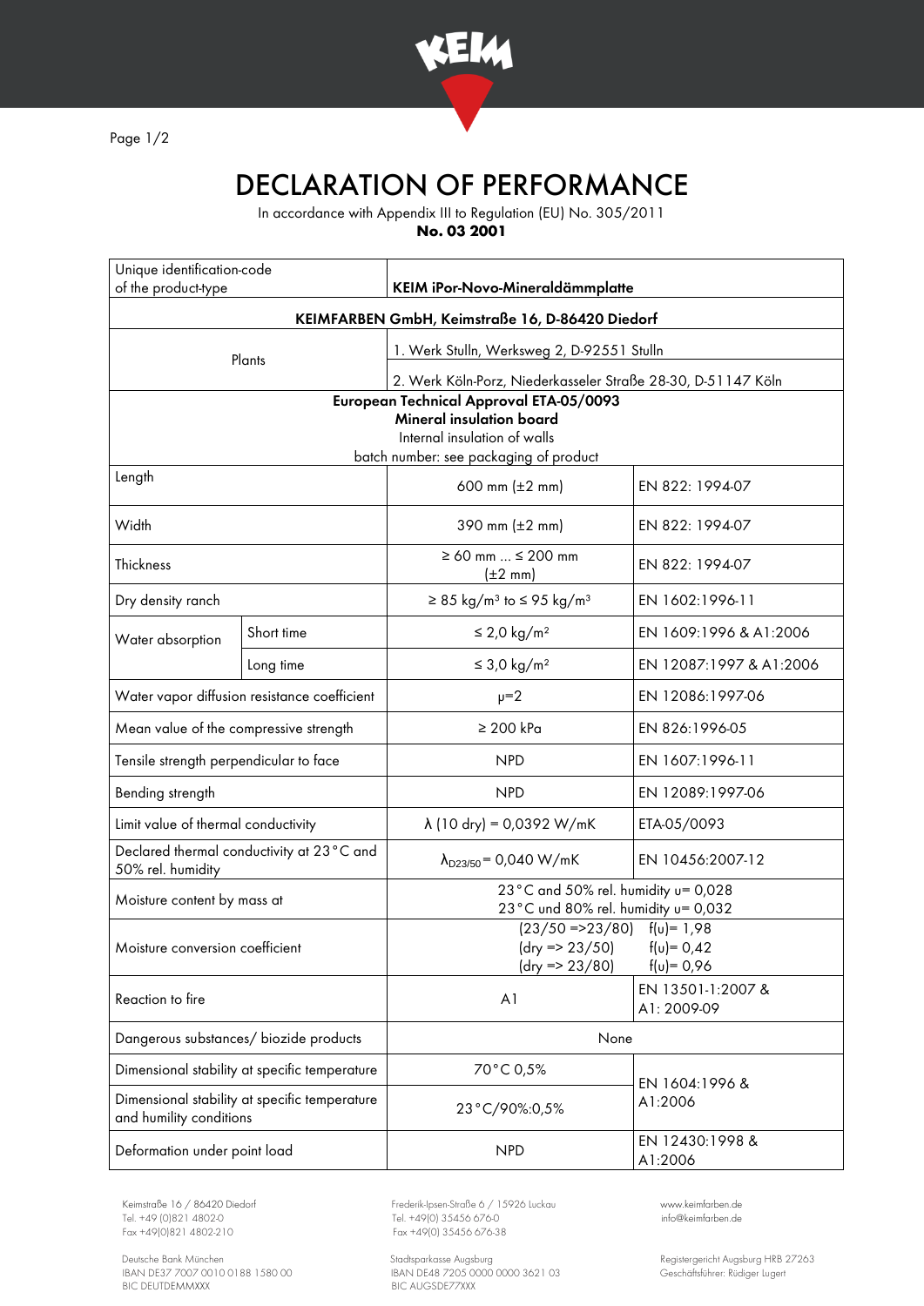# DECLARATION OF PERFORMANCE

In accordance with Appendix III to Regulation (EU) No. 305/2011

**No. 03 2001**

| Unique identification-code of the product-type | | **KEIM iPor-Novo-Mineraldämmplatte** | |
|---|---|---|---|
| **KEIMFARBEN GmbH, Keimstraße 16, D-86420 Diedorf** | | | |
| Plants | | 1. Werk Stulln, Werksweg 2, D-92551 Stulln | |
| | | 2. Werk Köln-Porz, Niederkasseler Straße 28-30, D-51147 Köln | |
| **European Technical Approval ETA-05/0093**<br>**Mineral insulation board**<br>Internal insulation of walls<br>batch number: see packaging of product | | | |
| Length | | 600 mm (±2 mm) | EN 822: 1994-07 |
| Width | | 390 mm (±2 mm) | EN 822: 1994-07 |
| Thickness | | ≥ 60 mm ... ≤ 200 mm (±2 mm) | EN 822: 1994-07 |
| Dry density ranch | | ≥ 85 kg/m³ to ≤ 95 kg/m³ | EN 1602:1996-11 |
| Water absorption | Short time | ≤ 2,0 kg/m² | EN 1609:1996 & A1:2006 |
| | Long time | ≤ 3,0 kg/m² | EN 12087:1997 & A1:2006 |
| Water vapor diffusion resistance coefficient | | $\mu$=2 | EN 12086:1997-06 |
| Mean value of the compressive strength | | ≥ 200 kPa | EN 826:1996-05 |
| Tensile strength perpendicular to face | | NPD | EN 1607:1996-11 |
| Bending strength | | NPD | EN 12089:1997-06 |
| Limit value of thermal conductivity | | $\lambda$ (10 dry) = 0,0392 W/mK | ETA-05/0093 |
| Declared thermal conductivity at 23°C and 50% rel. humidity | | $\lambda_{D23/50}$ = 0,040 W/mK | EN 10456:2007-12 |
| Moisture content by mass at | | 23°C and 50% rel. humidity u= 0,028<br>23°C und 80% rel. humidity u= 0,032 | |
| Moisture conversion coefficient | | (23/50 =>23/80) f(u)= 1,98<br>(dry => 23/50) f(u)= 0,42<br>(dry => 23/80) f(u)= 0,96 | |
| Reaction to fire | | A1 | EN 13501-1:2007 & A1: 2009-09 |
| Dangerous substances/ biozide products | | None | |
| Dimensional stability at specific temperature | | 70°C 0,5% | EN 1604:1996 & A1:2006 |
| Dimensional stability at specific temperature and humility conditions | | 23°C/90%:0,5% | |
| Deformation under point load | | NPD | EN 12430:1998 & A1:2006 |

Keimstraße 16 / 86420 Diedorf
Tel. +49 (0)821 4802-0
Fax +49(0)821 4802-210

Frederik-Ipsen-Straße 6 / 15926 Luckau
Tel. +49(0) 35456 676-0
Fax +49(0) 35456 676-38

www.keimfarben.de
info@keimfarben.de

Deutsche Bank München
IBAN DE37 7007 0010 0188 1580 00
BIC DEUTDEMMXXX

Stadtsparkasse Augsburg
IBAN DE48 7205 0000 0000 3621 03
BIC AUGSDE77XXX

Registergericht Augsburg HRB 27263
Geschäftsführer: Rüdiger Lugert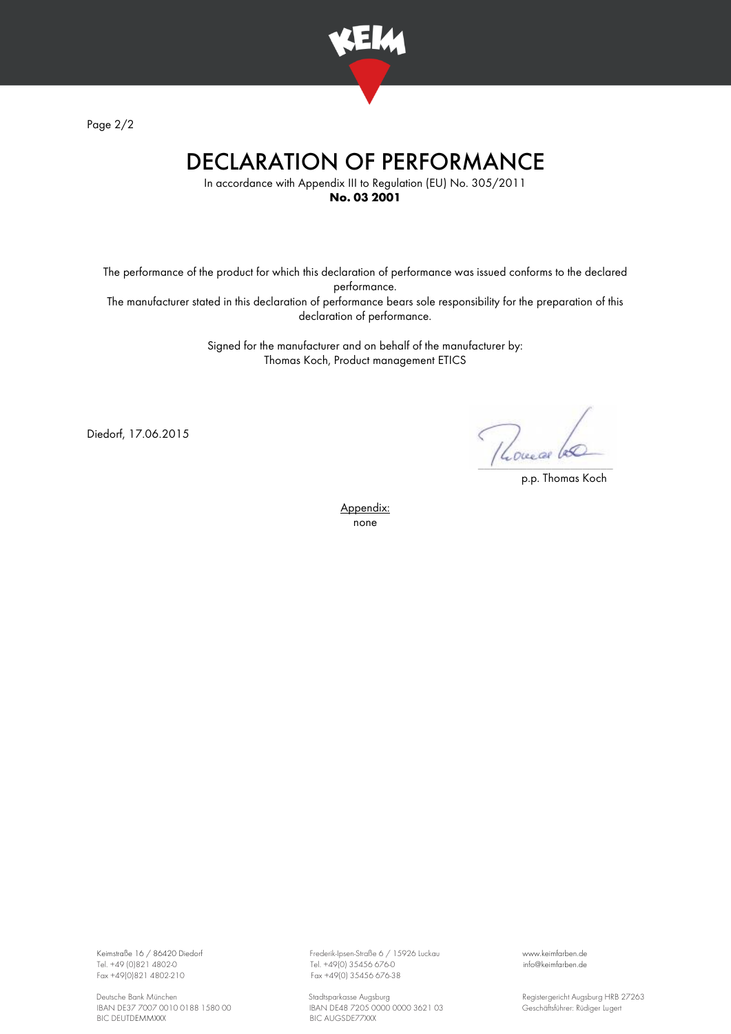# DECLARATION OF PERFORMANCE

In accordance with Appendix III to Regulation (EU) No. 305/2011

**No. 03 2001**

The performance of the product for which this declaration of performance was issued conforms to the declared performance.

The manufacturer stated in this declaration of performance bears sole responsibility for the preparation of this declaration of performance.

Signed for the manufacturer and on behalf of the manufacturer by:
Thomas Koch, Product management ETICS

Diedorf, 17.06.2015

p.p. Thomas Koch

Appendix:
none

Keimstraße 16 / 86420 Diedorf
Tel. +49 (0)821 4802-0
Fax +49(0)821 4802-210

Frederik-Ipsen-Straße 6 / 15926 Luckau
Tel. +49(0) 35456 676-0
Fax +49(0) 35456 676-38

www.keimfarben.de
info@keimfarben.de

Deutsche Bank München
IBAN DE37 7007 0010 0188 1580 00
BIC DEUTDEMMXXX

Stadtsparkasse Augsburg
IBAN DE48 7205 0000 0000 3621 03
BIC AUGSDE77XXX

Registergericht Augsburg HRB 27263
Geschäftsführer: Rüdiger Lugert